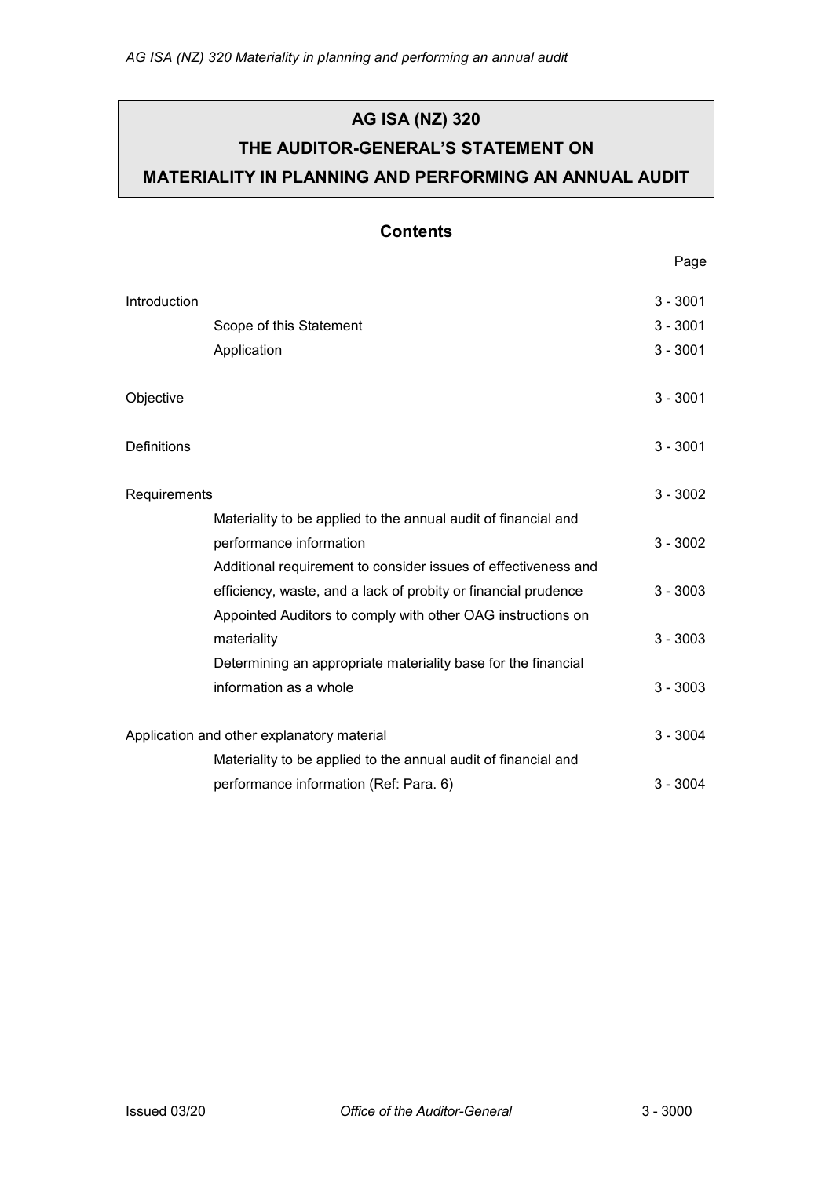# AG ISA (NZ) 320
# THE AUDITOR-GENERAL'S STATEMENT ON
# MATERIALITY IN PLANNING AND PERFORMING AN ANNUAL AUDIT

## Contents

| | Page |
|---|---|
| Introduction | 3 - 3001 |
| Scope of this Statement | 3 - 3001 |
| Application | 3 - 3001 |
| Objective | 3 - 3001 |
| Definitions | 3 - 3001 |
| Requirements | 3 - 3002 |
| Materiality to be applied to the annual audit of financial and performance information | 3 - 3002 |
| Additional requirement to consider issues of effectiveness and efficiency, waste, and a lack of probity or financial prudence | 3 - 3003 |
| Appointed Auditors to comply with other OAG instructions on materiality | 3 - 3003 |
| Determining an appropriate materiality base for the financial information as a whole | 3 - 3003 |
| Application and other explanatory material | 3 - 3004 |
| Materiality to be applied to the annual audit of financial and performance information (Ref: Para. 6) | 3 - 3004 |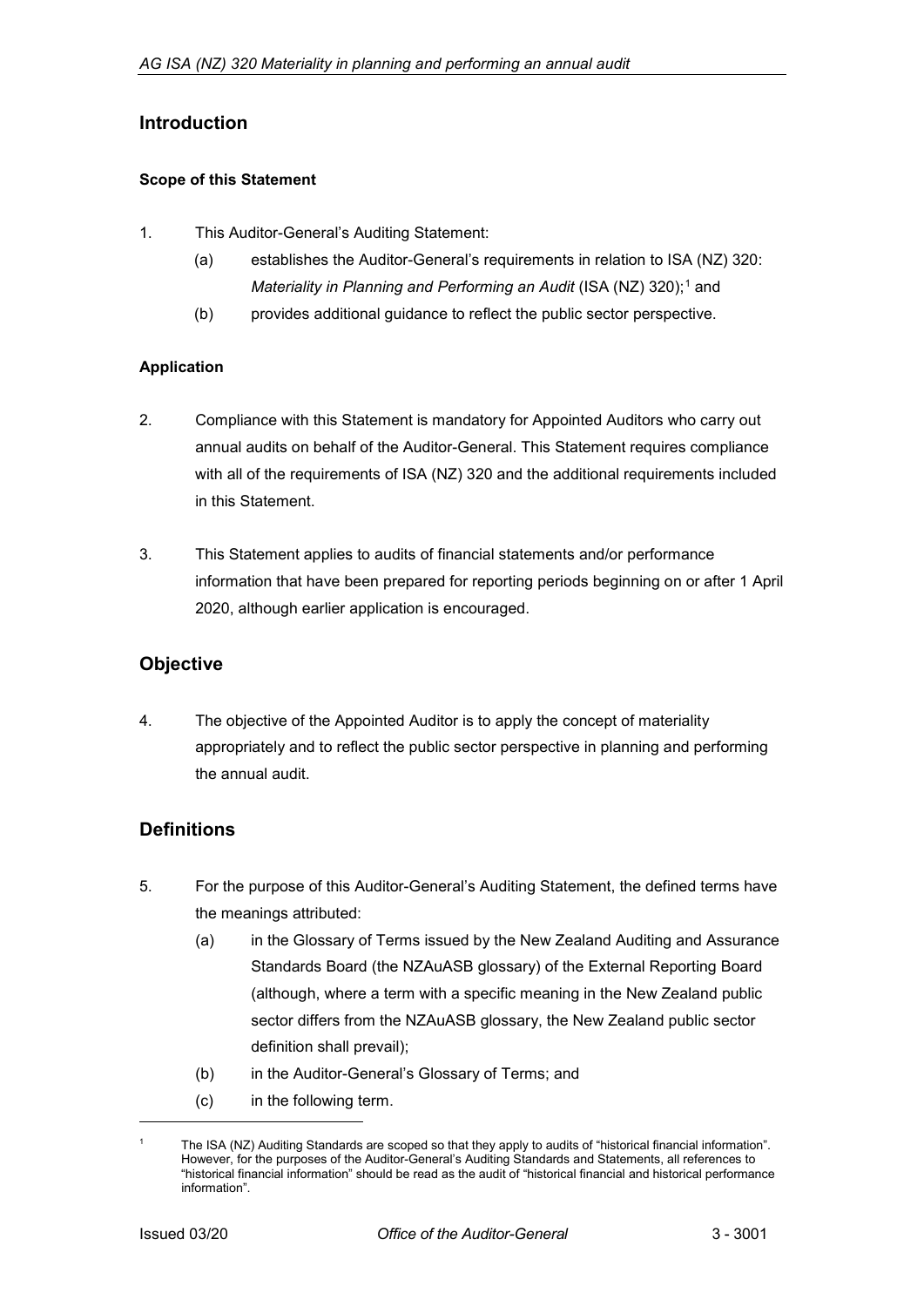## Introduction

### Scope of this Statement

1. This Auditor-General's Auditing Statement:
   (a) establishes the Auditor-General's requirements in relation to ISA (NZ) 320: *Materiality in Planning and Performing an Audit* (ISA (NZ) 320);[1] and
   (b) provides additional guidance to reflect the public sector perspective.

### Application

2. Compliance with this Statement is mandatory for Appointed Auditors who carry out annual audits on behalf of the Auditor-General. This Statement requires compliance with all of the requirements of ISA (NZ) 320 and the additional requirements included in this Statement.

3. This Statement applies to audits of financial statements and/or performance information that have been prepared for reporting periods beginning on or after 1 April 2020, although earlier application is encouraged.

## Objective

4. The objective of the Appointed Auditor is to apply the concept of materiality appropriately and to reflect the public sector perspective in planning and performing the annual audit.

## Definitions

5. For the purpose of this Auditor-General's Auditing Statement, the defined terms have the meanings attributed:
   (a) in the Glossary of Terms issued by the New Zealand Auditing and Assurance Standards Board (the NZAuASB glossary) of the External Reporting Board (although, where a term with a specific meaning in the New Zealand public sector differs from the NZAuASB glossary, the New Zealand public sector definition shall prevail);
   (b) in the Auditor-General's Glossary of Terms; and
   (c) in the following term.

[1] The ISA (NZ) Auditing Standards are scoped so that they apply to audits of "historical financial information". However, for the purposes of the Auditor-General's Auditing Standards and Statements, all references to "historical financial information" should be read as the audit of "historical financial and historical performance information".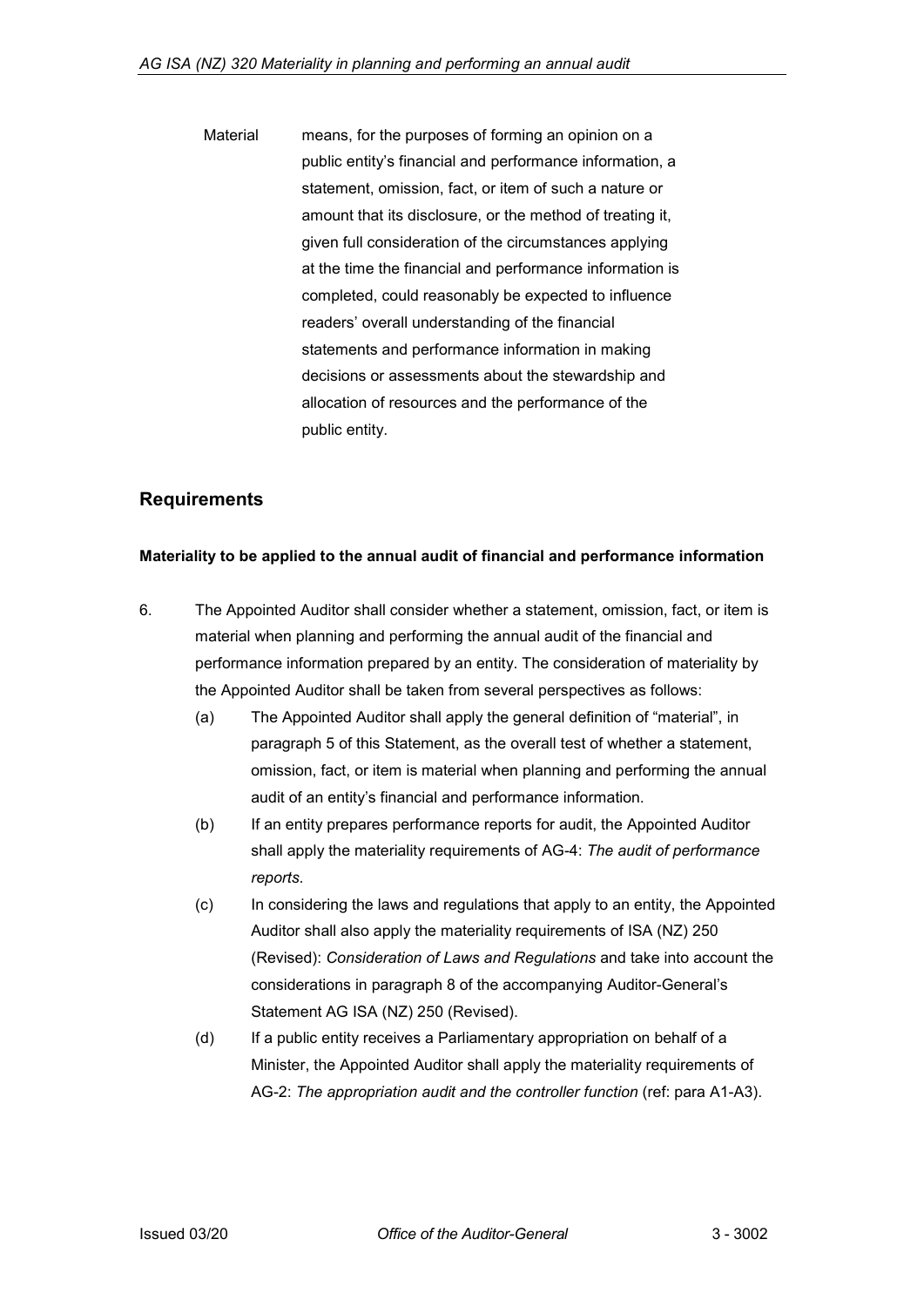Material means, for the purposes of forming an opinion on a public entity's financial and performance information, a statement, omission, fact, or item of such a nature or amount that its disclosure, or the method of treating it, given full consideration of the circumstances applying at the time the financial and performance information is completed, could reasonably be expected to influence readers' overall understanding of the financial statements and performance information in making decisions or assessments about the stewardship and allocation of resources and the performance of the public entity.

## Requirements

**Materiality to be applied to the annual audit of financial and performance information**

6. The Appointed Auditor shall consider whether a statement, omission, fact, or item is material when planning and performing the annual audit of the financial and performance information prepared by an entity. The consideration of materiality by the Appointed Auditor shall be taken from several perspectives as follows:

   (a) The Appointed Auditor shall apply the general definition of "material", in paragraph 5 of this Statement, as the overall test of whether a statement, omission, fact, or item is material when planning and performing the annual audit of an entity's financial and performance information.

   (b) If an entity prepares performance reports for audit, the Appointed Auditor shall apply the materiality requirements of AG-4: *The audit of performance reports*.

   (c) In considering the laws and regulations that apply to an entity, the Appointed Auditor shall also apply the materiality requirements of ISA (NZ) 250 (Revised): *Consideration of Laws and Regulations* and take into account the considerations in paragraph 8 of the accompanying Auditor-General's Statement AG ISA (NZ) 250 (Revised).

   (d) If a public entity receives a Parliamentary appropriation on behalf of a Minister, the Appointed Auditor shall apply the materiality requirements of AG-2: *The appropriation audit and the controller function* (ref: para A1-A3).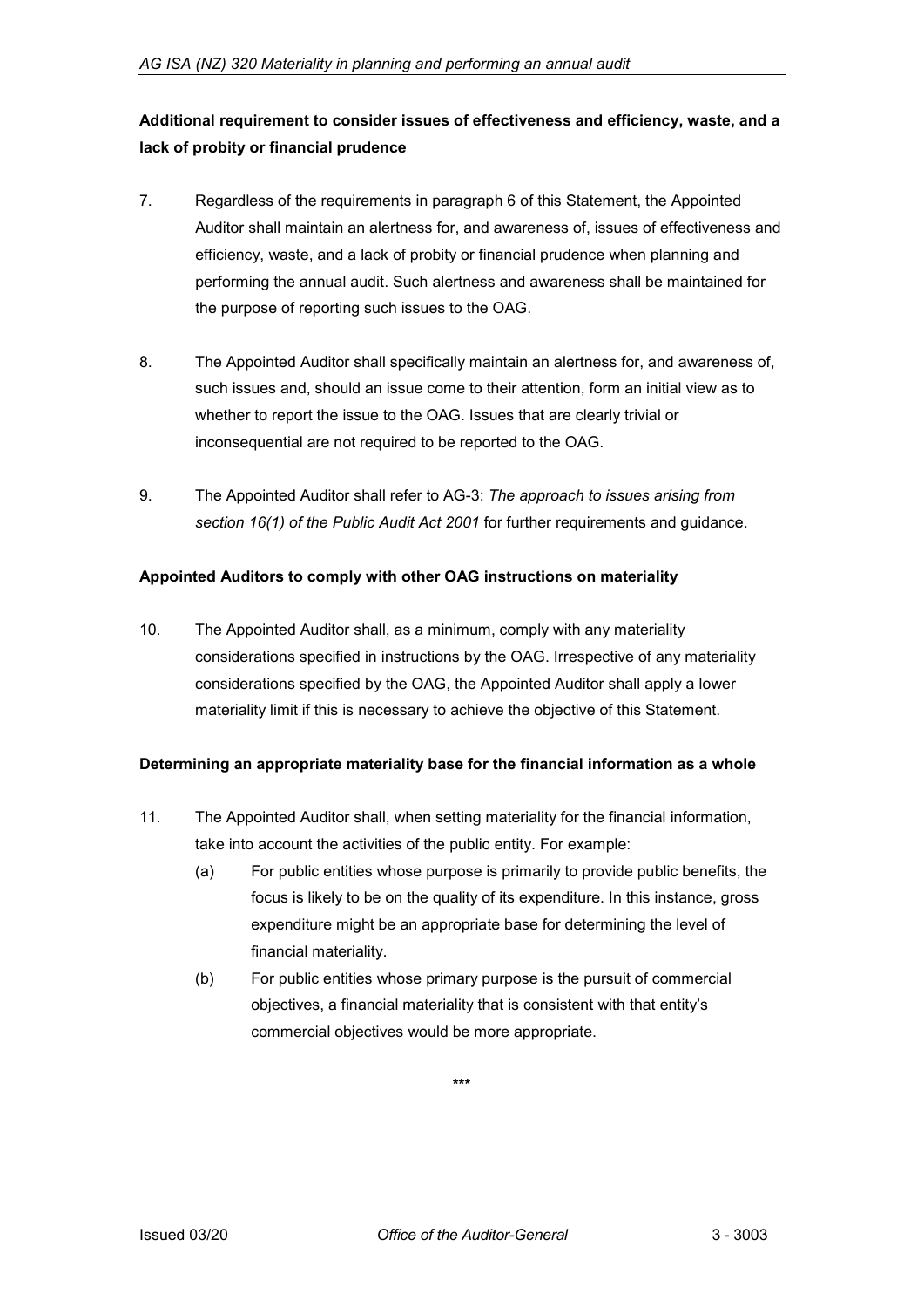**Additional requirement to consider issues of effectiveness and efficiency, waste, and a lack of probity or financial prudence**

7. Regardless of the requirements in paragraph 6 of this Statement, the Appointed Auditor shall maintain an alertness for, and awareness of, issues of effectiveness and efficiency, waste, and a lack of probity or financial prudence when planning and performing the annual audit. Such alertness and awareness shall be maintained for the purpose of reporting such issues to the OAG.

8. The Appointed Auditor shall specifically maintain an alertness for, and awareness of, such issues and, should an issue come to their attention, form an initial view as to whether to report the issue to the OAG. Issues that are clearly trivial or inconsequential are not required to be reported to the OAG.

9. The Appointed Auditor shall refer to AG-3: *The approach to issues arising from section 16(1) of the Public Audit Act 2001* for further requirements and guidance.

**Appointed Auditors to comply with other OAG instructions on materiality**

10. The Appointed Auditor shall, as a minimum, comply with any materiality considerations specified in instructions by the OAG. Irrespective of any materiality considerations specified by the OAG, the Appointed Auditor shall apply a lower materiality limit if this is necessary to achieve the objective of this Statement.

**Determining an appropriate materiality base for the financial information as a whole**

11. The Appointed Auditor shall, when setting materiality for the financial information, take into account the activities of the public entity. For example:
    (a) For public entities whose purpose is primarily to provide public benefits, the focus is likely to be on the quality of its expenditure. In this instance, gross expenditure might be an appropriate base for determining the level of financial materiality.
    (b) For public entities whose primary purpose is the pursuit of commercial objectives, a financial materiality that is consistent with that entity's commercial objectives would be more appropriate.

***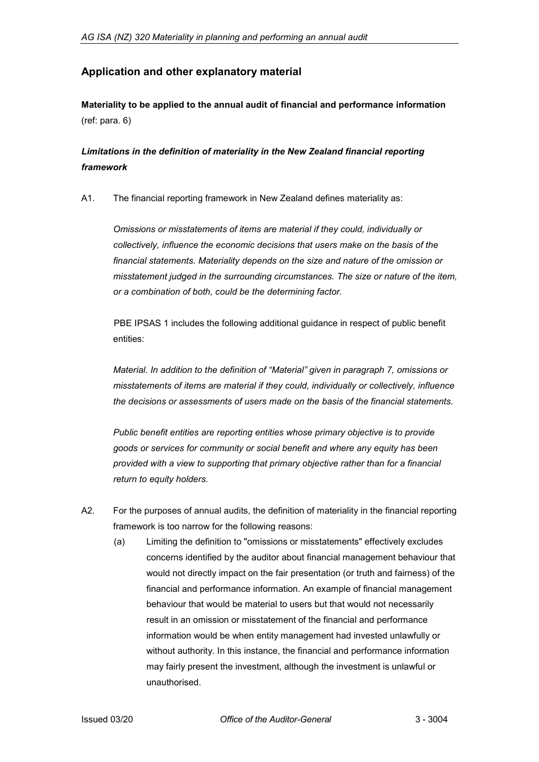## Application and other explanatory material

**Materiality to be applied to the annual audit of financial and performance information** (ref: para. 6)

### *Limitations in the definition of materiality in the New Zealand financial reporting framework*

A1. The financial reporting framework in New Zealand defines materiality as:

*Omissions or misstatements of items are material if they could, individually or collectively, influence the economic decisions that users make on the basis of the financial statements. Materiality depends on the size and nature of the omission or misstatement judged in the surrounding circumstances. The size or nature of the item, or a combination of both, could be the determining factor.*

PBE IPSAS 1 includes the following additional guidance in respect of public benefit entities:

*Material. In addition to the definition of "Material" given in paragraph 7, omissions or misstatements of items are material if they could, individually or collectively, influence the decisions or assessments of users made on the basis of the financial statements.*

*Public benefit entities are reporting entities whose primary objective is to provide goods or services for community or social benefit and where any equity has been provided with a view to supporting that primary objective rather than for a financial return to equity holders.*

A2. For the purposes of annual audits, the definition of materiality in the financial reporting framework is too narrow for the following reasons:

(a) Limiting the definition to "omissions or misstatements" effectively excludes concerns identified by the auditor about financial management behaviour that would not directly impact on the fair presentation (or truth and fairness) of the financial and performance information. An example of financial management behaviour that would be material to users but that would not necessarily result in an omission or misstatement of the financial and performance information would be when entity management had invested unlawfully or without authority. In this instance, the financial and performance information may fairly present the investment, although the investment is unlawful or unauthorised.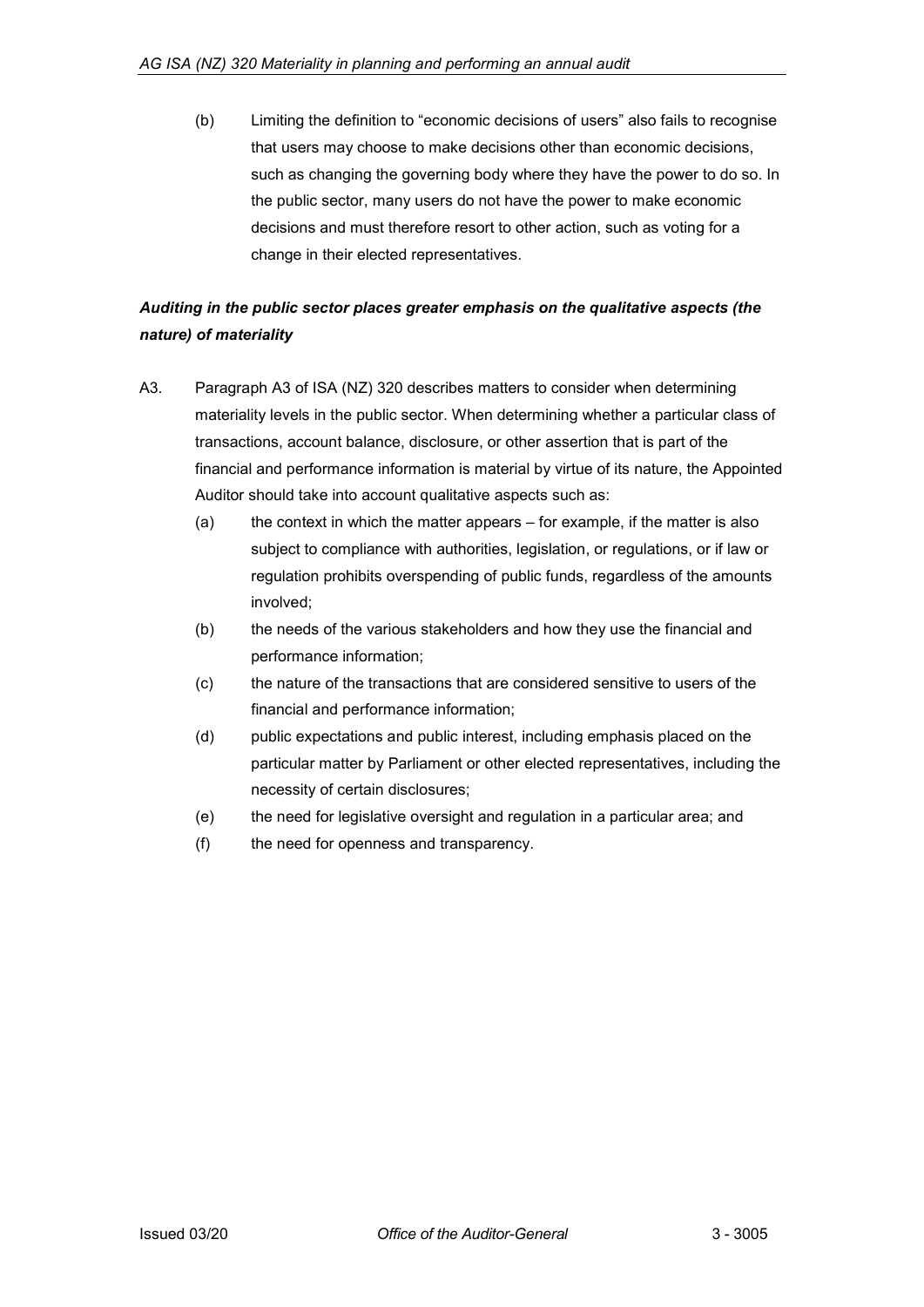(b) Limiting the definition to "economic decisions of users" also fails to recognise that users may choose to make decisions other than economic decisions, such as changing the governing body where they have the power to do so. In the public sector, many users do not have the power to make economic decisions and must therefore resort to other action, such as voting for a change in their elected representatives.

***Auditing in the public sector places greater emphasis on the qualitative aspects (the nature) of materiality***

A3. Paragraph A3 of ISA (NZ) 320 describes matters to consider when determining materiality levels in the public sector. When determining whether a particular class of transactions, account balance, disclosure, or other assertion that is part of the financial and performance information is material by virtue of its nature, the Appointed Auditor should take into account qualitative aspects such as:

(a) the context in which the matter appears – for example, if the matter is also subject to compliance with authorities, legislation, or regulations, or if law or regulation prohibits overspending of public funds, regardless of the amounts involved;

(b) the needs of the various stakeholders and how they use the financial and performance information;

(c) the nature of the transactions that are considered sensitive to users of the financial and performance information;

(d) public expectations and public interest, including emphasis placed on the particular matter by Parliament or other elected representatives, including the necessity of certain disclosures;

(e) the need for legislative oversight and regulation in a particular area; and

(f) the need for openness and transparency.